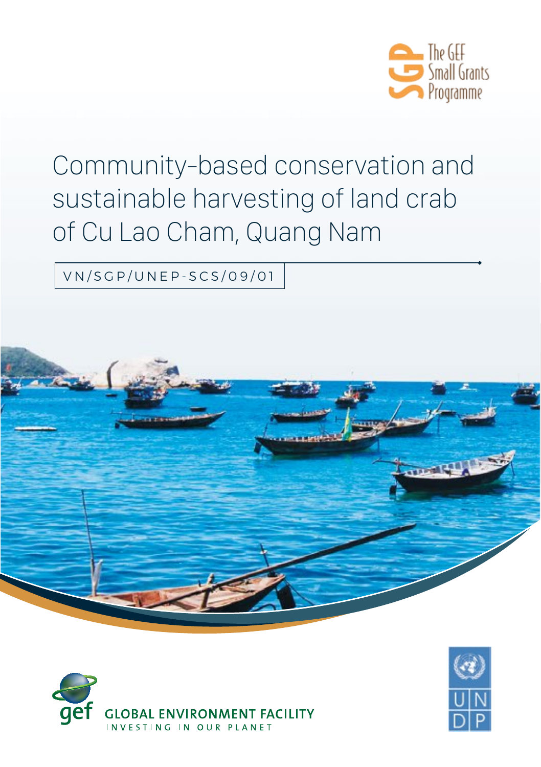The GEF Small Grants Programme

# Community-based conservation and sustainable harvesting of land crab of Cu Lao Cham, Quang Nam

VN/SGP/UNEP-SCS/09/01

GLOBAL ENVIRONMENT FACILITY
INVESTING IN OUR PLANET

UNDP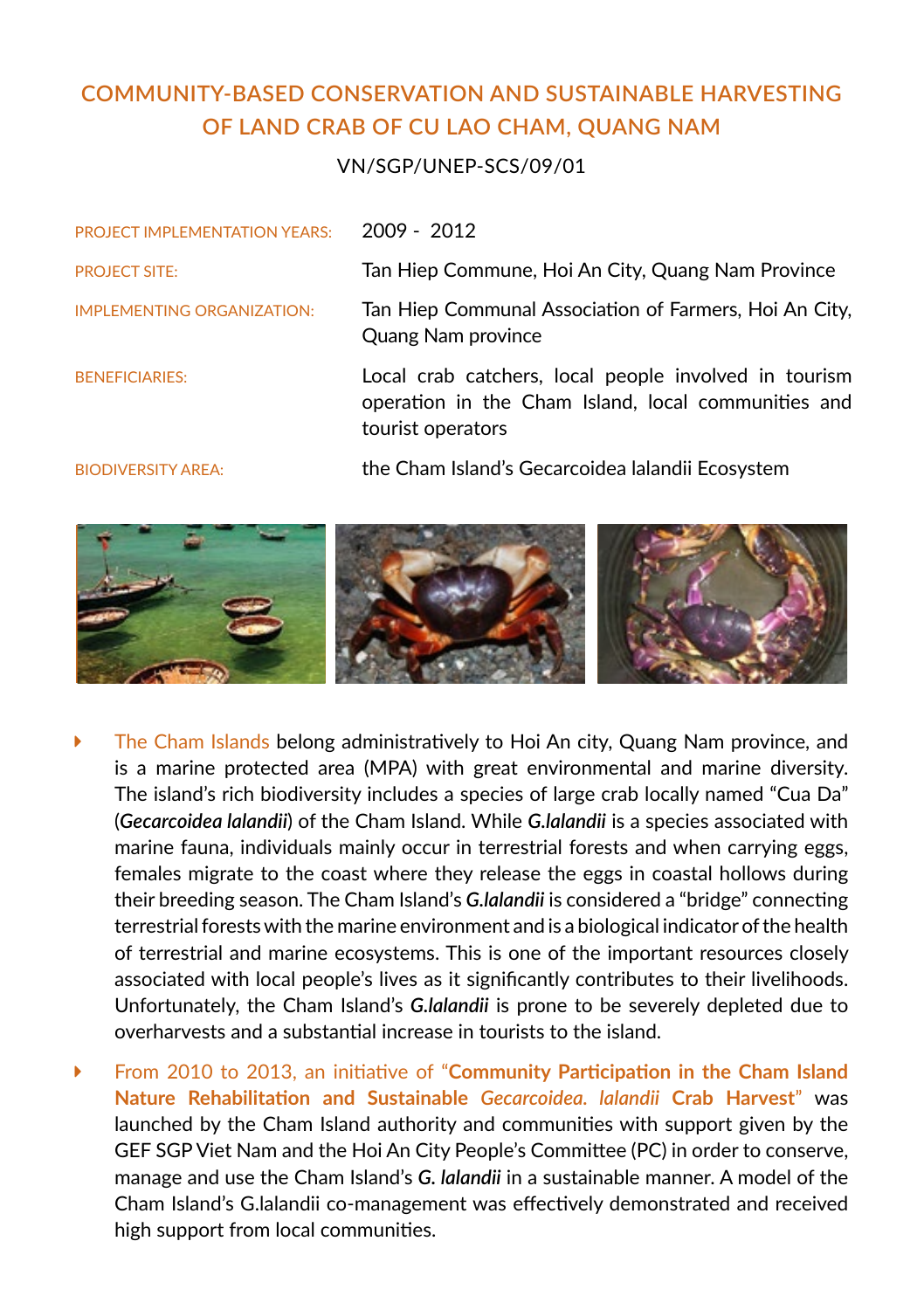# COMMUNITY-BASED CONSERVATION AND SUSTAINABLE HARVESTING OF LAND CRAB OF CU LAO CHAM, QUANG NAM

VN/SGP/UNEP-SCS/09/01

| | |
|---|---|
| PROJECT IMPLEMENTATION YEARS: | 2009 - 2012 |
| PROJECT SITE: | Tan Hiep Commune, Hoi An City, Quang Nam Province |
| IMPLEMENTING ORGANIZATION: | Tan Hiep Communal Association of Farmers, Hoi An City, Quang Nam province |
| BENEFICIARIES: | Local crab catchers, local people involved in tourism operation in the Cham Island, local communities and tourist operators |
| BIODIVERSITY AREA: | the Cham Island's Gecarcoidea lalandii Ecosystem |

- The Cham Islands belong administratively to Hoi An city, Quang Nam province, and is a marine protected area (MPA) with great environmental and marine diversity. The island's rich biodiversity includes a species of large crab locally named "Cua Da" (***Gecarcoidea lalandii***) of the Cham Island. While ***G.lalandii*** is a species associated with marine fauna, individuals mainly occur in terrestrial forests and when carrying eggs, females migrate to the coast where they release the eggs in coastal hollows during their breeding season. The Cham Island's ***G.lalandii*** is considered a "bridge" connecting terrestrial forests with the marine environment and is a biological indicator of the health of terrestrial and marine ecosystems. This is one of the important resources closely associated with local people's lives as it significantly contributes to their livelihoods. Unfortunately, the Cham Island's ***G.lalandii*** is prone to be severely depleted due to overharvests and a substantial increase in tourists to the island.

- From 2010 to 2013, an initiative of "**Community Participation in the Cham Island Nature Rehabilitation and Sustainable *Gecarcoidea. lalandii* Crab Harvest**" was launched by the Cham Island authority and communities with support given by the GEF SGP Viet Nam and the Hoi An City People's Committee (PC) in order to conserve, manage and use the Cham Island's ***G. lalandii*** in a sustainable manner. A model of the Cham Island's G.lalandii co-management was effectively demonstrated and received high support from local communities.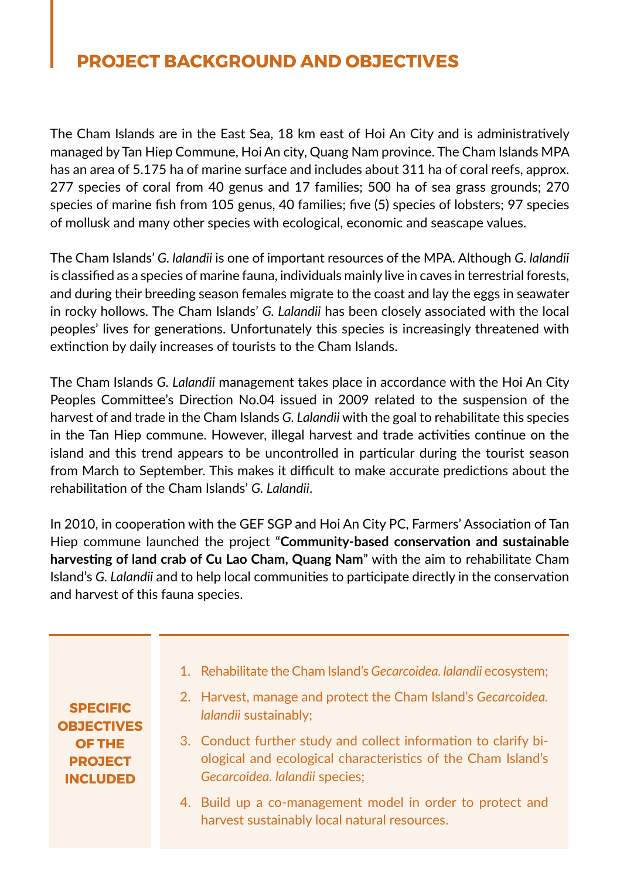## PROJECT BACKGROUND AND OBJECTIVES

The Cham Islands are in the East Sea, 18 km east of Hoi An City and is administratively managed by Tan Hiep Commune, Hoi An city, Quang Nam province. The Cham Islands MPA has an area of 5.175 ha of marine surface and includes about 311 ha of coral reefs, approx. 277 species of coral from 40 genus and 17 families; 500 ha of sea grass grounds; 270 species of marine fish from 105 genus, 40 families; five (5) species of lobsters; 97 species of mollusk and many other species with ecological, economic and seascape values.

The Cham Islands' *G. lalandii* is one of important resources of the MPA. Although *G. lalandii* is classified as a species of marine fauna, individuals mainly live in caves in terrestrial forests, and during their breeding season females migrate to the coast and lay the eggs in seawater in rocky hollows. The Cham Islands' *G. Lalandii* has been closely associated with the local peoples' lives for generations. Unfortunately this species is increasingly threatened with extinction by daily increases of tourists to the Cham Islands.

The Cham Islands *G. Lalandii* management takes place in accordance with the Hoi An City Peoples Committee's Direction No.04 issued in 2009 related to the suspension of the harvest of and trade in the Cham Islands *G. Lalandii* with the goal to rehabilitate this species in the Tan Hiep commune. However, illegal harvest and trade activities continue on the island and this trend appears to be uncontrolled in particular during the tourist season from March to September. This makes it difficult to make accurate predictions about the rehabilitation of the Cham Islands' *G. Lalandii*.

In 2010, in cooperation with the GEF SGP and Hoi An City PC, Farmers' Association of Tan Hiep commune launched the project "**Community-based conservation and sustainable harvesting of land crab of Cu Lao Cham, Quang Nam**" with the aim to rehabilitate Cham Island's *G. Lalandii* and to help local communities to participate directly in the conservation and harvest of this fauna species.

**SPECIFIC OBJECTIVES OF THE PROJECT INCLUDED**

1. Rehabilitate the Cham Island's *Gecarcoidea. lalandii* ecosystem;
2. Harvest, manage and protect the Cham Island's *Gecarcoidea. lalandii* sustainably;
3. Conduct further study and collect information to clarify biological and ecological characteristics of the Cham Island's *Gecarcoidea. lalandii* species;
4. Build up a co-management model in order to protect and harvest sustainably local natural resources.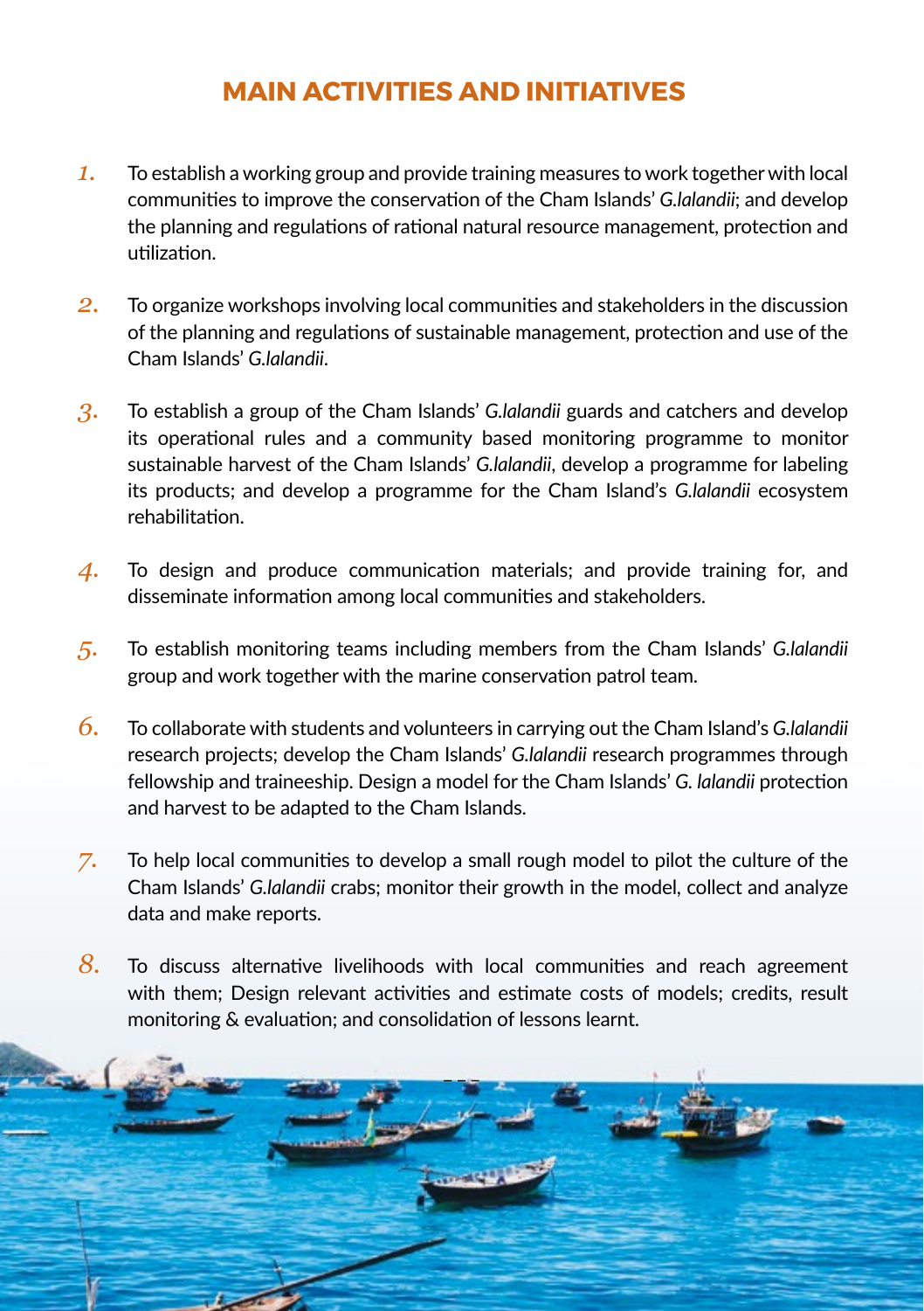## MAIN ACTIVITIES AND INITIATIVES

1. To establish a working group and provide training measures to work together with local communities to improve the conservation of the Cham Islands' *G.lalandii*; and develop the planning and regulations of rational natural resource management, protection and utilization.

2. To organize workshops involving local communities and stakeholders in the discussion of the planning and regulations of sustainable management, protection and use of the Cham Islands' *G.lalandii*.

3. To establish a group of the Cham Islands' *G.lalandii* guards and catchers and develop its operational rules and a community based monitoring programme to monitor sustainable harvest of the Cham Islands' *G.lalandii*, develop a programme for labeling its products; and develop a programme for the Cham Island's *G.lalandii* ecosystem rehabilitation.

4. To design and produce communication materials; and provide training for, and disseminate information among local communities and stakeholders.

5. To establish monitoring teams including members from the Cham Islands' *G.lalandii* group and work together with the marine conservation patrol team.

6. To collaborate with students and volunteers in carrying out the Cham Island's *G.lalandii* research projects; develop the Cham Islands' *G.lalandii* research programmes through fellowship and traineeship. Design a model for the Cham Islands' *G. lalandii* protection and harvest to be adapted to the Cham Islands.

7. To help local communities to develop a small rough model to pilot the culture of the Cham Islands' *G.lalandii* crabs; monitor their growth in the model, collect and analyze data and make reports.

8. To discuss alternative livelihoods with local communities and reach agreement with them; Design relevant activities and estimate costs of models; credits, result monitoring & evaluation; and consolidation of lessons learnt.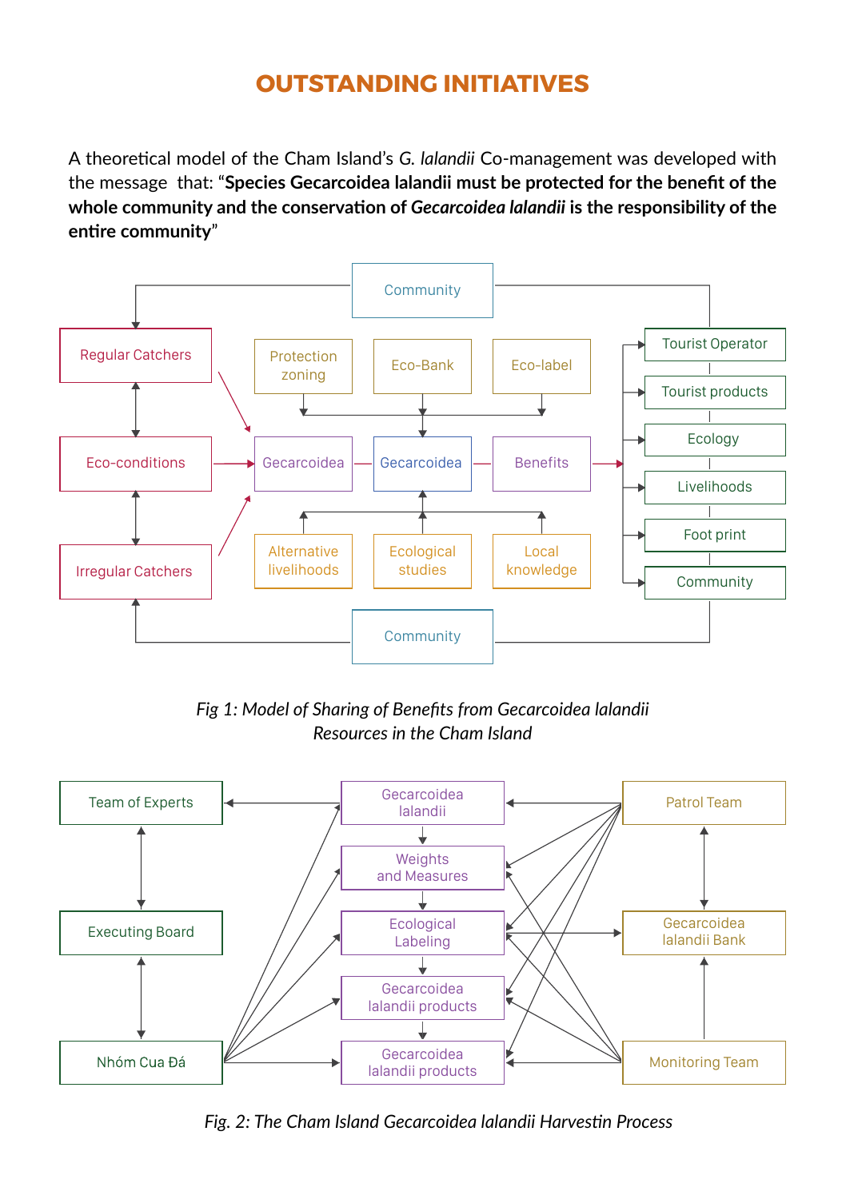# OUTSTANDING INITIATIVES

A theoretical model of the Cham Island's *G. lalandii* Co-management was developed with the message that: "**Species Gecarcoidea lalandii must be protected for the benefit of the whole community and the conservation of *Gecarcoidea lalandii* is the responsibility of the entire community**"

Community

Regular Catchers

Protection zoning

Eco-Bank

Eco-label

Tourist Operator

Tourist products

Eco-conditions

Gecarcoidea

Gecarcoidea

Benefits

Ecology

Livelihoods

Irregular Catchers

Alternative livelihoods

Ecological studies

Local knowledge

Foot print

Community

Community

*Fig 1: Model of Sharing of Benefits from Gecarcoidea lalandii Resources in the Cham Island*

Team of Experts

Gecarcoidea lalandii

Patrol Team

Weights and Measures

Executing Board

Ecological Labeling

Gecarcoidea lalandii Bank

Gecarcoidea lalandii products

Nhóm Cua Đá

Gecarcoidea lalandii products

Monitoring Team

*Fig. 2: The Cham Island Gecarcoidea lalandii Harvestin Process*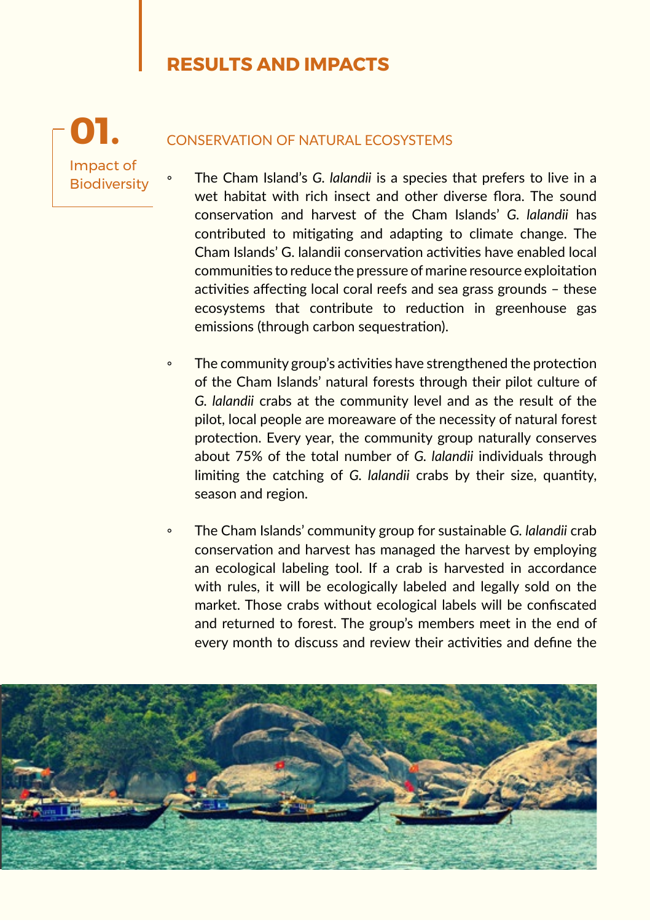## RESULTS AND IMPACTS

### 01. Impact of Biodiversity

CONSERVATION OF NATURAL ECOSYSTEMS

- The Cham Island's *G. lalandii* is a species that prefers to live in a wet habitat with rich insect and other diverse flora. The sound conservation and harvest of the Cham Islands' *G. lalandii* has contributed to mitigating and adapting to climate change. The Cham Islands' G. lalandii conservation activities have enabled local communities to reduce the pressure of marine resource exploitation activities affecting local coral reefs and sea grass grounds – these ecosystems that contribute to reduction in greenhouse gas emissions (through carbon sequestration).

- The community group's activities have strengthened the protection of the Cham Islands' natural forests through their pilot culture of *G. lalandii* crabs at the community level and as the result of the pilot, local people are moreaware of the necessity of natural forest protection. Every year, the community group naturally conserves about 75% of the total number of *G. lalandii* individuals through limiting the catching of *G. lalandii* crabs by their size, quantity, season and region.

- The Cham Islands' community group for sustainable *G. lalandii* crab conservation and harvest has managed the harvest by employing an ecological labeling tool. If a crab is harvested in accordance with rules, it will be ecologically labeled and legally sold on the market. Those crabs without ecological labels will be confiscated and returned to forest. The group's members meet in the end of every month to discuss and review their activities and define the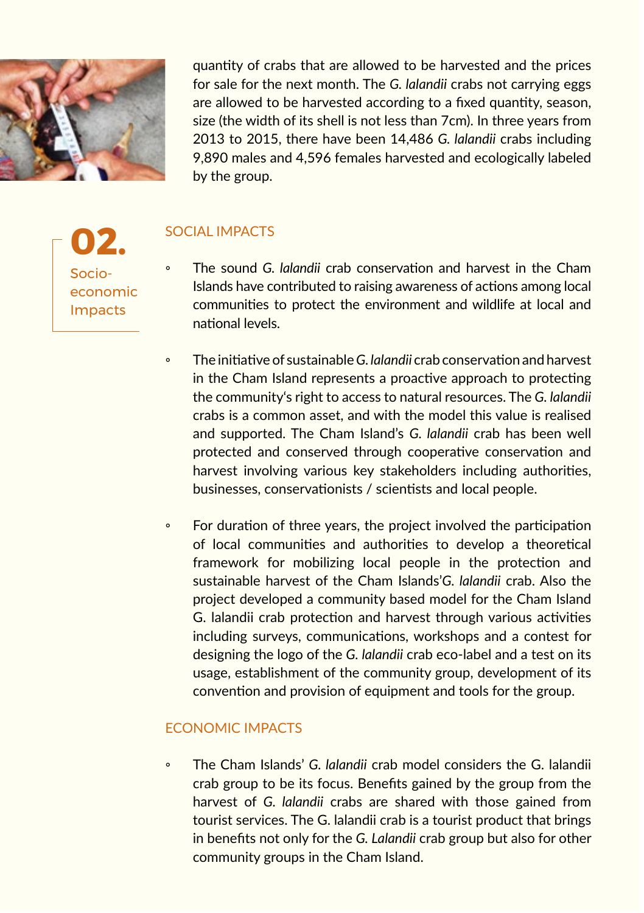quantity of crabs that are allowed to be harvested and the prices for sale for the next month. The *G. lalandii* crabs not carrying eggs are allowed to be harvested according to a fixed quantity, season, size (the width of its shell is not less than 7cm). In three years from 2013 to 2015, there have been 14,486 *G. lalandii* crabs including 9,890 males and 4,596 females harvested and ecologically labeled by the group.

# 02. Socio-economic Impacts

## SOCIAL IMPACTS

- The sound *G. lalandii* crab conservation and harvest in the Cham Islands have contributed to raising awareness of actions among local communities to protect the environment and wildlife at local and national levels.

- The initiative of sustainable *G. lalandii* crab conservation and harvest in the Cham Island represents a proactive approach to protecting the community's right to access to natural resources. The *G. lalandii* crabs is a common asset, and with the model this value is realised and supported. The Cham Island's *G. lalandii* crab has been well protected and conserved through cooperative conservation and harvest involving various key stakeholders including authorities, businesses, conservationists / scientists and local people.

- For duration of three years, the project involved the participation of local communities and authorities to develop a theoretical framework for mobilizing local people in the protection and sustainable harvest of the Cham Islands'*G. lalandii* crab. Also the project developed a community based model for the Cham Island G. lalandii crab protection and harvest through various activities including surveys, communications, workshops and a contest for designing the logo of the *G. lalandii* crab eco-label and a test on its usage, establishment of the community group, development of its convention and provision of equipment and tools for the group.

## ECONOMIC IMPACTS

- The Cham Islands' *G. lalandii* crab model considers the G. lalandii crab group to be its focus. Benefits gained by the group from the harvest of *G. lalandii* crabs are shared with those gained from tourist services. The G. lalandii crab is a tourist product that brings in benefits not only for the *G. Lalandii* crab group but also for other community groups in the Cham Island.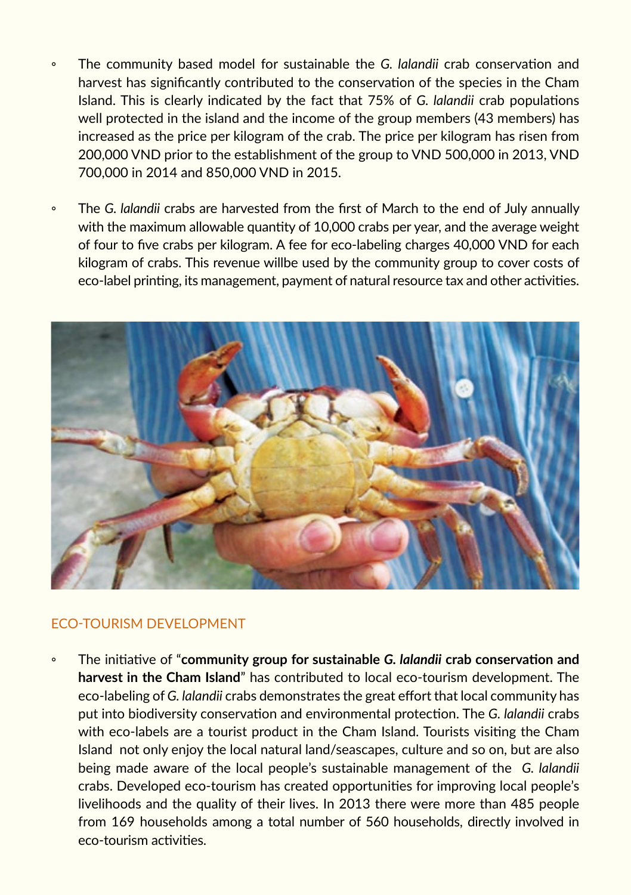- The community based model for sustainable the *G. lalandii* crab conservation and harvest has significantly contributed to the conservation of the species in the Cham Island. This is clearly indicated by the fact that 75% of *G. lalandii* crab populations well protected in the island and the income of the group members (43 members) has increased as the price per kilogram of the crab. The price per kilogram has risen from 200,000 VND prior to the establishment of the group to VND 500,000 in 2013, VND 700,000 in 2014 and 850,000 VND in 2015.

- The *G. lalandii* crabs are harvested from the first of March to the end of July annually with the maximum allowable quantity of 10,000 crabs per year, and the average weight of four to five crabs per kilogram. A fee for eco-labeling charges 40,000 VND for each kilogram of crabs. This revenue willbe used by the community group to cover costs of eco-label printing, its management, payment of natural resource tax and other activities.

## ECO-TOURISM DEVELOPMENT

- The initiative of "**community group for sustainable *G. lalandii* crab conservation and harvest in the Cham Island**" has contributed to local eco-tourism development. The eco-labeling of *G. lalandii* crabs demonstrates the great effort that local community has put into biodiversity conservation and environmental protection. The *G. lalandii* crabs with eco-labels are a tourist product in the Cham Island. Tourists visiting the Cham Island not only enjoy the local natural land/seascapes, culture and so on, but are also being made aware of the local people's sustainable management of the *G. lalandii* crabs. Developed eco-tourism has created opportunities for improving local people's livelihoods and the quality of their lives. In 2013 there were more than 485 people from 169 households among a total number of 560 households, directly involved in eco-tourism activities.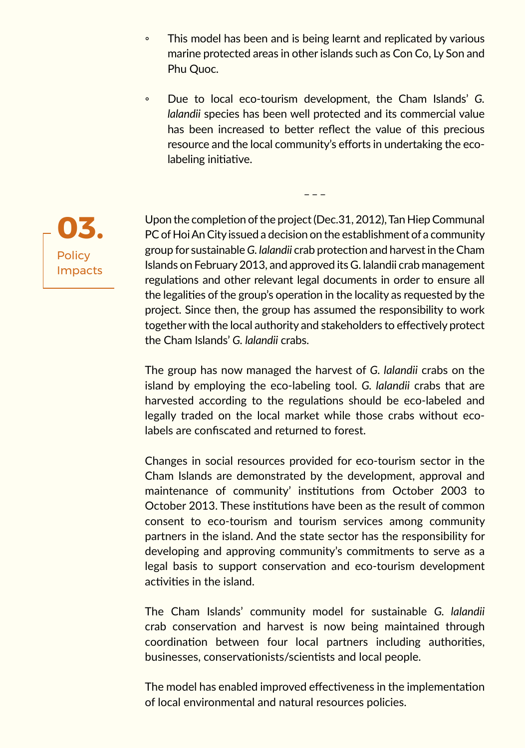- This model has been and is being learnt and replicated by various marine protected areas in other islands such as Con Co, Ly Son and Phu Quoc.

- Due to local eco-tourism development, the Cham Islands' *G. lalandii* species has been well protected and its commercial value has been increased to better reflect the value of this precious resource and the local community's efforts in undertaking the eco-labeling initiative.

– – –

## 03. Policy Impacts

Upon the completion of the project (Dec.31, 2012), Tan Hiep Communal PC of Hoi An City issued a decision on the establishment of a community group for sustainable *G. lalandii* crab protection and harvest in the Cham Islands on February 2013, and approved its G. lalandii crab management regulations and other relevant legal documents in order to ensure all the legalities of the group's operation in the locality as requested by the project. Since then, the group has assumed the responsibility to work together with the local authority and stakeholders to effectively protect the Cham Islands' *G. lalandii* crabs.

The group has now managed the harvest of *G. lalandii* crabs on the island by employing the eco-labeling tool. *G. lalandii* crabs that are harvested according to the regulations should be eco-labeled and legally traded on the local market while those crabs without eco-labels are confiscated and returned to forest.

Changes in social resources provided for eco-tourism sector in the Cham Islands are demonstrated by the development, approval and maintenance of community' institutions from October 2003 to October 2013. These institutions have been as the result of common consent to eco-tourism and tourism services among community partners in the island. And the state sector has the responsibility for developing and approving community's commitments to serve as a legal basis to support conservation and eco-tourism development activities in the island.

The Cham Islands' community model for sustainable *G. lalandii* crab conservation and harvest is now being maintained through coordination between four local partners including authorities, businesses, conservationists/scientists and local people.

The model has enabled improved effectiveness in the implementation of local environmental and natural resources policies.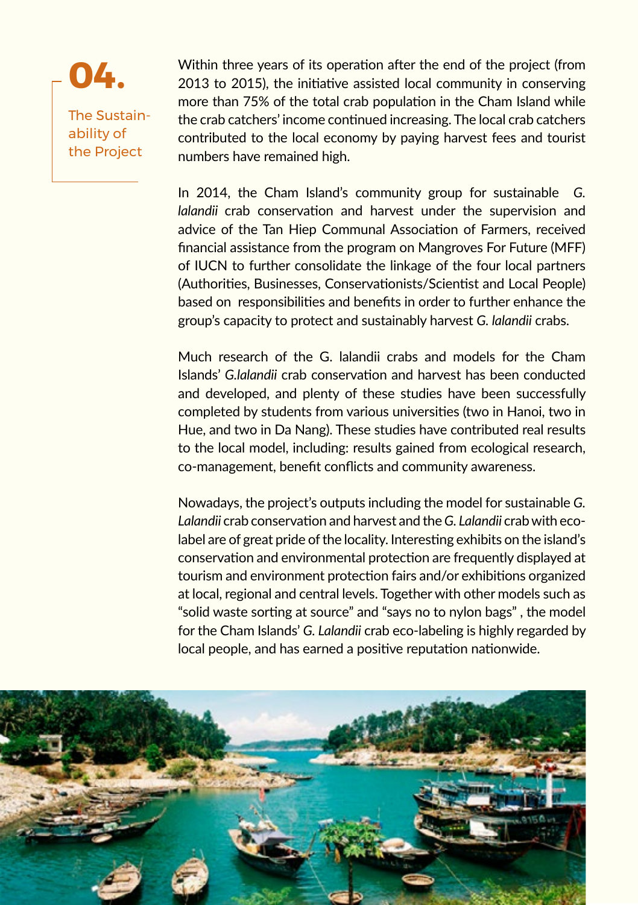# 04. The Sustainability of the Project

Within three years of its operation after the end of the project (from 2013 to 2015), the initiative assisted local community in conserving more than 75% of the total crab population in the Cham Island while the crab catchers' income continued increasing. The local crab catchers contributed to the local economy by paying harvest fees and tourist numbers have remained high.

In 2014, the Cham Island's community group for sustainable *G. lalandii* crab conservation and harvest under the supervision and advice of the Tan Hiep Communal Association of Farmers, received financial assistance from the program on Mangroves For Future (MFF) of IUCN to further consolidate the linkage of the four local partners (Authorities, Businesses, Conservationists/Scientist and Local People) based on responsibilities and benefits in order to further enhance the group's capacity to protect and sustainably harvest *G. lalandii* crabs.

Much research of the G. lalandii crabs and models for the Cham Islands' *G.lalandii* crab conservation and harvest has been conducted and developed, and plenty of these studies have been successfully completed by students from various universities (two in Hanoi, two in Hue, and two in Da Nang). These studies have contributed real results to the local model, including: results gained from ecological research, co-management, benefit conflicts and community awareness.

Nowadays, the project's outputs including the model for sustainable *G. Lalandii* crab conservation and harvest and the *G. Lalandii* crab with eco-label are of great pride of the locality. Interesting exhibits on the island's conservation and environmental protection are frequently displayed at tourism and environment protection fairs and/or exhibitions organized at local, regional and central levels. Together with other models such as "solid waste sorting at source" and "says no to nylon bags" , the model for the Cham Islands' *G. Lalandii* crab eco-labeling is highly regarded by local people, and has earned a positive reputation nationwide.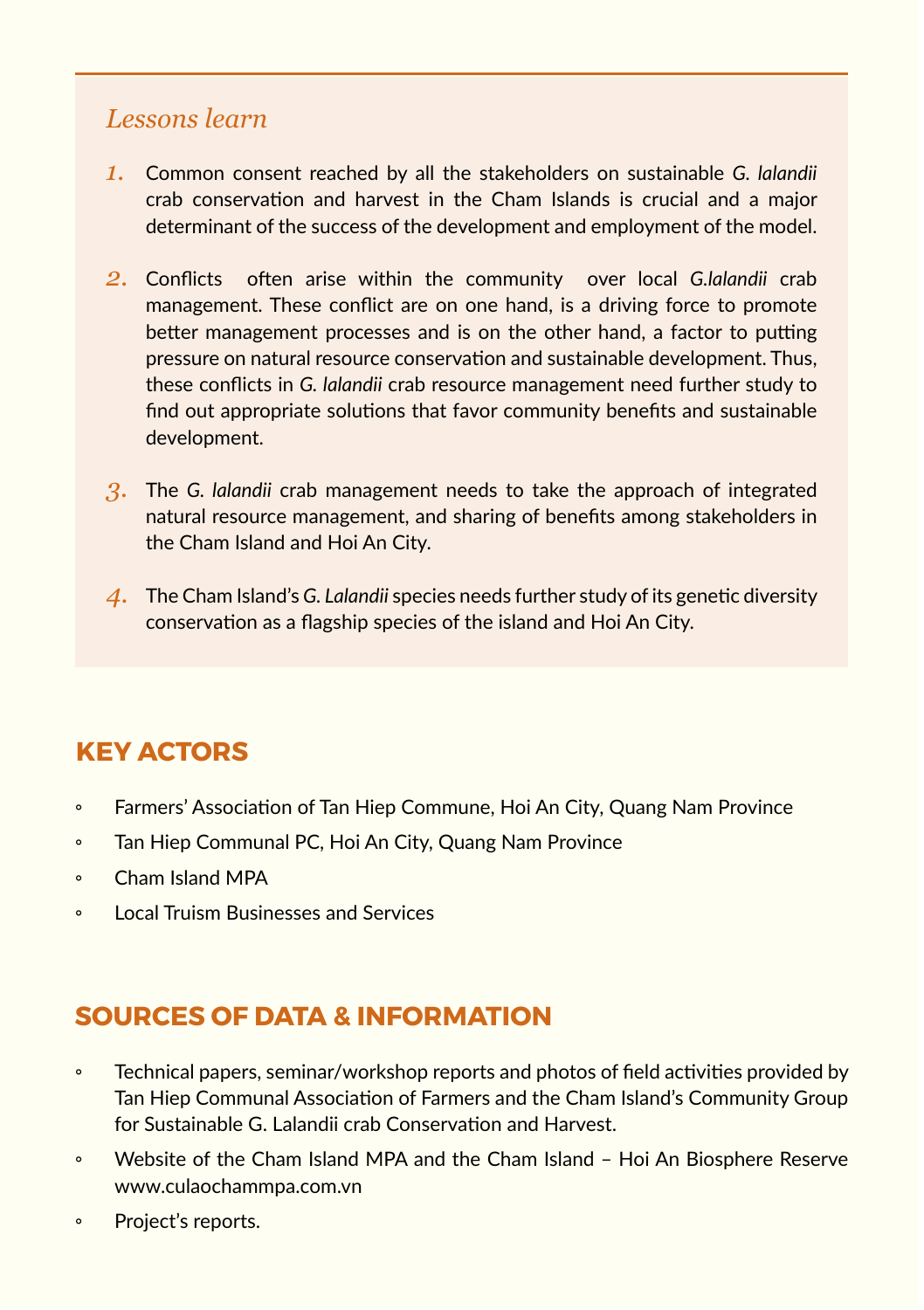## *Lessons learn*

1. Common consent reached by all the stakeholders on sustainable *G. lalandii* crab conservation and harvest in the Cham Islands is crucial and a major determinant of the success of the development and employment of the model.

2. Conflicts often arise within the community over local *G.lalandii* crab management. These conflict are on one hand, is a driving force to promote better management processes and is on the other hand, a factor to putting pressure on natural resource conservation and sustainable development. Thus, these conflicts in *G. lalandii* crab resource management need further study to find out appropriate solutions that favor community benefits and sustainable development.

3. The *G. lalandii* crab management needs to take the approach of integrated natural resource management, and sharing of benefits among stakeholders in the Cham Island and Hoi An City.

4. The Cham Island's *G. Lalandii* species needs further study of its genetic diversity conservation as a flagship species of the island and Hoi An City.

## KEY ACTORS

- Farmers' Association of Tan Hiep Commune, Hoi An City, Quang Nam Province
- Tan Hiep Communal PC, Hoi An City, Quang Nam Province
- Cham Island MPA
- Local Truism Businesses and Services

## SOURCES OF DATA & INFORMATION

- Technical papers, seminar/workshop reports and photos of field activities provided by Tan Hiep Communal Association of Farmers and the Cham Island's Community Group for Sustainable G. Lalandii crab Conservation and Harvest.
- Website of the Cham Island MPA and the Cham Island – Hoi An Biosphere Reserve www.culaochammpa.com.vn
- Project's reports.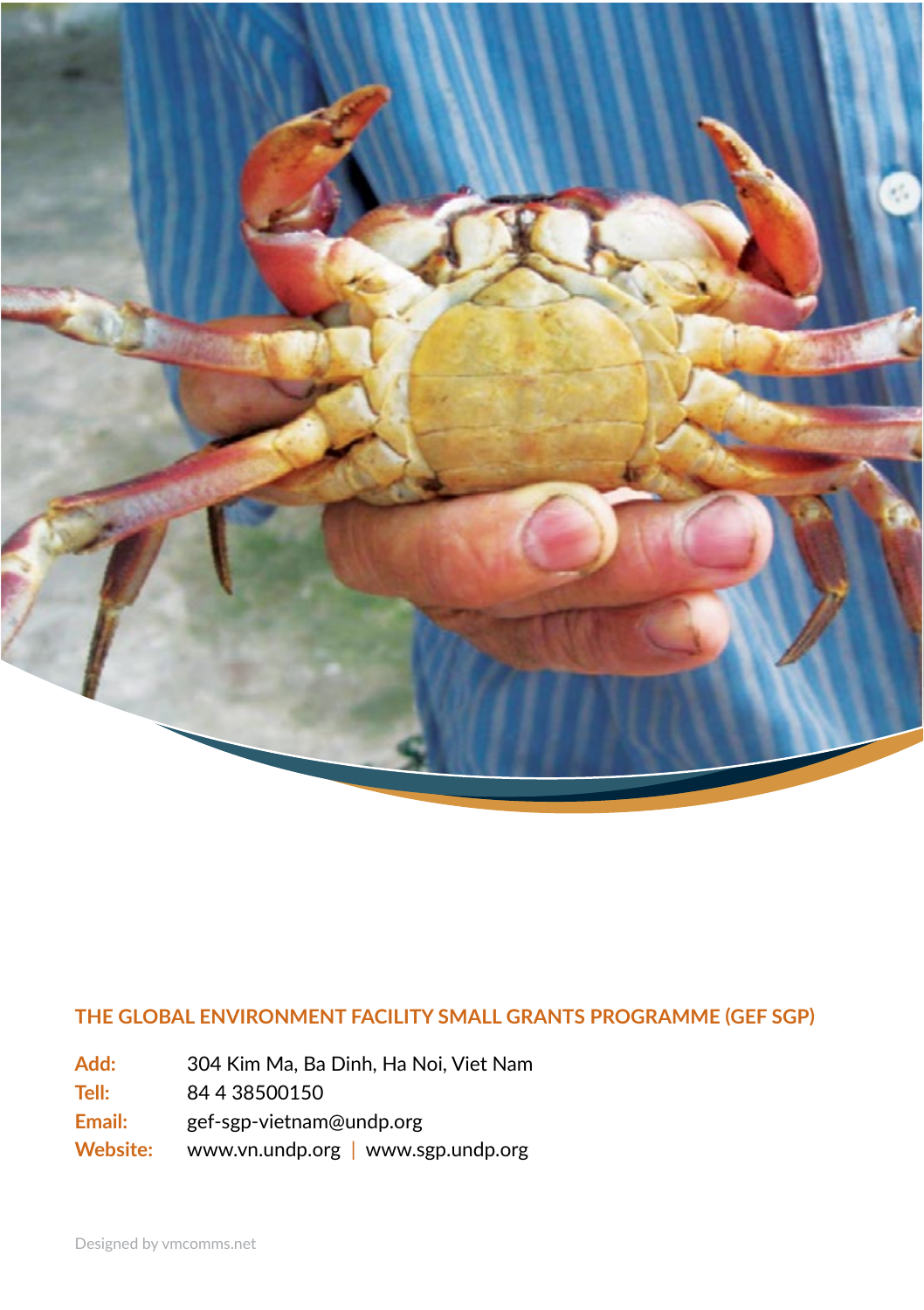**THE GLOBAL ENVIRONMENT FACILITY SMALL GRANTS PROGRAMME (GEF SGP)**

**Add:** 304 Kim Ma, Ba Dinh, Ha Noi, Viet Nam
**Tell:** 84 4 38500150
**Email:** gef-sgp-vietnam@undp.org
**Website:** www.vn.undp.org | www.sgp.undp.org

Designed by vmcomms.net